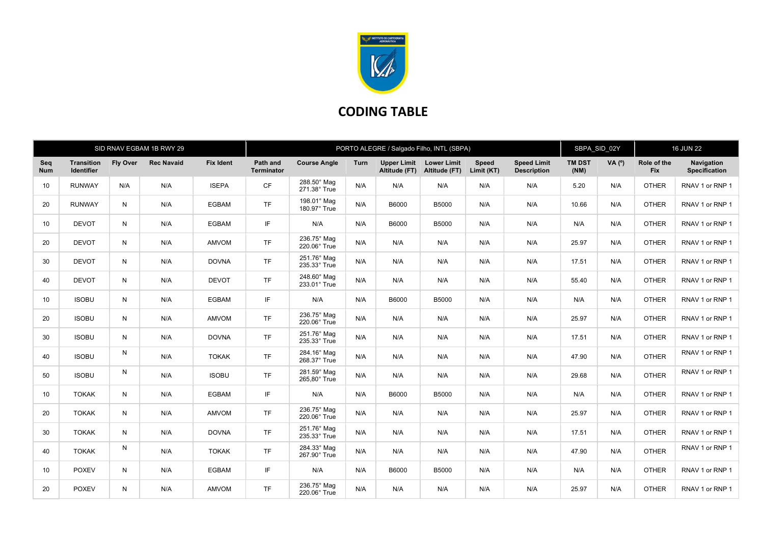# CODING TABLE

| SID RNAV EGBAM 1B RWY 29 | | | | PORTO ALEGRE / Salgado Filho, INTL (SBPA) | | | | | | | SBPA_SID_02Y | | 16 JUN 22 | |
|---|---|---|---|---|---|---|---|---|---|---|---|---|---|---|
| **Seq Num** | **Transition Identifier** | **Fly Over** | **Rec Navaid** | **Fix Ident** | **Path and Terminator** | **Course Angle** | **Turn** | **Upper Limit Altitude (FT)** | **Lower Limit Altitude (FT)** | **Speed Limit (KT)** | **Speed Limit Description** | **TM DST (NM)** | **VA (º)** | **Role of the Fix** | **Navigation Specification** |
| 10 | RUNWAY | N/A | N/A | ISEPA | CF | 288.50° Mag 271.38° True | N/A | N/A | N/A | N/A | N/A | 5.20 | N/A | OTHER | RNAV 1 or RNP 1 |
| 20 | RUNWAY | N | N/A | EGBAM | TF | 198.01° Mag 180.97° True | N/A | B6000 | B5000 | N/A | N/A | 10.66 | N/A | OTHER | RNAV 1 or RNP 1 |
| 10 | DEVOT | N | N/A | EGBAM | IF | N/A | N/A | B6000 | B5000 | N/A | N/A | N/A | N/A | OTHER | RNAV 1 or RNP 1 |
| 20 | DEVOT | N | N/A | AMVOM | TF | 236.75° Mag 220.06° True | N/A | N/A | N/A | N/A | N/A | 25.97 | N/A | OTHER | RNAV 1 or RNP 1 |
| 30 | DEVOT | N | N/A | DOVNA | TF | 251.76° Mag 235.33° True | N/A | N/A | N/A | N/A | N/A | 17.51 | N/A | OTHER | RNAV 1 or RNP 1 |
| 40 | DEVOT | N | N/A | DEVOT | TF | 248.60° Mag 233.01° True | N/A | N/A | N/A | N/A | N/A | 55.40 | N/A | OTHER | RNAV 1 or RNP 1 |
| 10 | ISOBU | N | N/A | EGBAM | IF | N/A | N/A | B6000 | B5000 | N/A | N/A | N/A | N/A | OTHER | RNAV 1 or RNP 1 |
| 20 | ISOBU | N | N/A | AMVOM | TF | 236.75° Mag 220.06° True | N/A | N/A | N/A | N/A | N/A | 25.97 | N/A | OTHER | RNAV 1 or RNP 1 |
| 30 | ISOBU | N | N/A | DOVNA | TF | 251.76° Mag 235.33° True | N/A | N/A | N/A | N/A | N/A | 17.51 | N/A | OTHER | RNAV 1 or RNP 1 |
| 40 | ISOBU | N | N/A | TOKAK | TF | 284.16° Mag 268.37° True | N/A | N/A | N/A | N/A | N/A | 47.90 | N/A | OTHER | RNAV 1 or RNP 1 |
| 50 | ISOBU | N | N/A | ISOBU | TF | 281.59° Mag 265,80° True | N/A | N/A | N/A | N/A | N/A | 29.68 | N/A | OTHER | RNAV 1 or RNP 1 |
| 10 | TOKAK | N | N/A | EGBAM | IF | N/A | N/A | B6000 | B5000 | N/A | N/A | N/A | N/A | OTHER | RNAV 1 or RNP 1 |
| 20 | TOKAK | N | N/A | AMVOM | TF | 236.75° Mag 220.06° True | N/A | N/A | N/A | N/A | N/A | 25.97 | N/A | OTHER | RNAV 1 or RNP 1 |
| 30 | TOKAK | N | N/A | DOVNA | TF | 251.76° Mag 235.33° True | N/A | N/A | N/A | N/A | N/A | 17.51 | N/A | OTHER | RNAV 1 or RNP 1 |
| 40 | TOKAK | N | N/A | TOKAK | TF | 284.33° Mag 267.90° True | N/A | N/A | N/A | N/A | N/A | 47.90 | N/A | OTHER | RNAV 1 or RNP 1 |
| 10 | POXEV | N | N/A | EGBAM | IF | N/A | N/A | B6000 | B5000 | N/A | N/A | N/A | N/A | OTHER | RNAV 1 or RNP 1 |
| 20 | POXEV | N | N/A | AMVOM | TF | 236.75° Mag 220.06° True | N/A | N/A | N/A | N/A | N/A | 25.97 | N/A | OTHER | RNAV 1 or RNP 1 |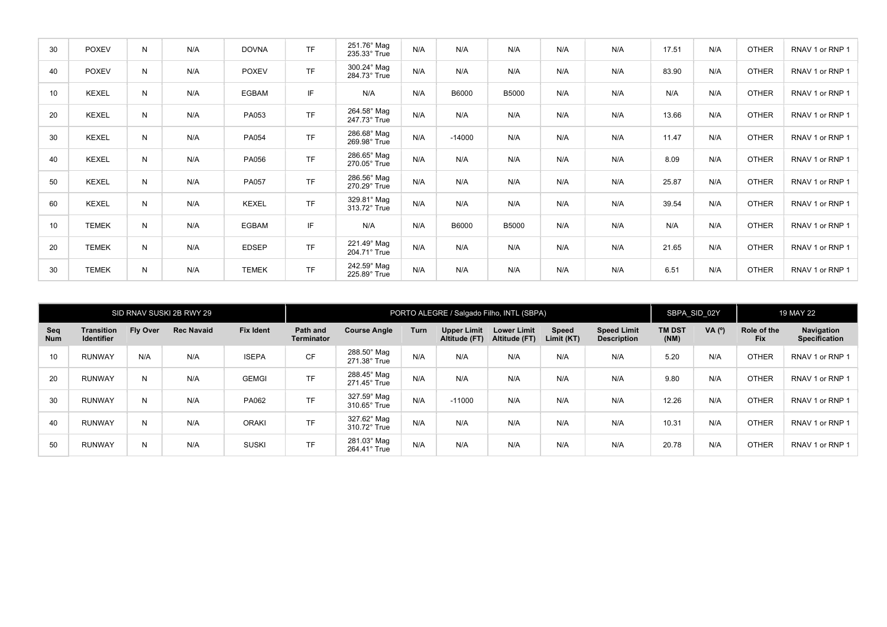| 30 | POXEV | N | N/A | DOVNA | TF | 251.76° Mag 235.33° True | N/A | N/A | N/A | N/A | N/A | 17.51 | N/A | OTHER | RNAV 1 or RNP 1 |
|---|---|---|---|---|---|---|---|---|---|---|---|---|---|---|---|
| 40 | POXEV | N | N/A | POXEV | TF | 300.24° Mag 284.73° True | N/A | N/A | N/A | N/A | N/A | 83.90 | N/A | OTHER | RNAV 1 or RNP 1 |
| 10 | KEXEL | N | N/A | EGBAM | IF | N/A | N/A | B6000 | B5000 | N/A | N/A | N/A | N/A | OTHER | RNAV 1 or RNP 1 |
| 20 | KEXEL | N | N/A | PA053 | TF | 264.58° Mag 247.73° True | N/A | N/A | N/A | N/A | N/A | 13.66 | N/A | OTHER | RNAV 1 or RNP 1 |
| 30 | KEXEL | N | N/A | PA054 | TF | 286.68° Mag 269.98° True | N/A | -14000 | N/A | N/A | N/A | 11.47 | N/A | OTHER | RNAV 1 or RNP 1 |
| 40 | KEXEL | N | N/A | PA056 | TF | 286.65° Mag 270.05° True | N/A | N/A | N/A | N/A | N/A | 8.09 | N/A | OTHER | RNAV 1 or RNP 1 |
| 50 | KEXEL | N | N/A | PA057 | TF | 286.56° Mag 270.29° True | N/A | N/A | N/A | N/A | N/A | 25.87 | N/A | OTHER | RNAV 1 or RNP 1 |
| 60 | KEXEL | N | N/A | KEXEL | TF | 329.81° Mag 313.72° True | N/A | N/A | N/A | N/A | N/A | 39.54 | N/A | OTHER | RNAV 1 or RNP 1 |
| 10 | TEMEK | N | N/A | EGBAM | IF | N/A | N/A | B6000 | B5000 | N/A | N/A | N/A | N/A | OTHER | RNAV 1 or RNP 1 |
| 20 | TEMEK | N | N/A | EDSEP | TF | 221.49° Mag 204.71° True | N/A | N/A | N/A | N/A | N/A | 21.65 | N/A | OTHER | RNAV 1 or RNP 1 |
| 30 | TEMEK | N | N/A | TEMEK | TF | 242.59° Mag 225.89° True | N/A | N/A | N/A | N/A | N/A | 6.51 | N/A | OTHER | RNAV 1 or RNP 1 |

| SID RNAV SUSKI 2B RWY 29 | | | | | PORTO ALEGRE / Salgado Filho, INTL (SBPA) | | | | | | | SBPA_SID_02Y | | 19 MAY 22 | |
|---|---|---|---|---|---|---|---|---|---|---|---|---|---|---|---|
| Seq Num | Transition Identifier | Fly Over | Rec Navaid | Fix Ident | Path and Terminator | Course Angle | Turn | Upper Limit Altitude (FT) | Lower Limit Altitude (FT) | Speed Limit (KT) | Speed Limit Description | TM DST (NM) | VA (º) | Role of the Fix | Navigation Specification |
| 10 | RUNWAY | N/A | N/A | ISEPA | CF | 288.50° Mag 271.38° True | N/A | N/A | N/A | N/A | N/A | 5.20 | N/A | OTHER | RNAV 1 or RNP 1 |
| 20 | RUNWAY | N | N/A | GEMGI | TF | 288.45° Mag 271.45° True | N/A | N/A | N/A | N/A | N/A | 9.80 | N/A | OTHER | RNAV 1 or RNP 1 |
| 30 | RUNWAY | N | N/A | PA062 | TF | 327.59° Mag 310.65° True | N/A | -11000 | N/A | N/A | N/A | 12.26 | N/A | OTHER | RNAV 1 or RNP 1 |
| 40 | RUNWAY | N | N/A | ORAKI | TF | 327.62° Mag 310.72° True | N/A | N/A | N/A | N/A | N/A | 10.31 | N/A | OTHER | RNAV 1 or RNP 1 |
| 50 | RUNWAY | N | N/A | SUSKI | TF | 281.03° Mag 264.41° True | N/A | N/A | N/A | N/A | N/A | 20.78 | N/A | OTHER | RNAV 1 or RNP 1 |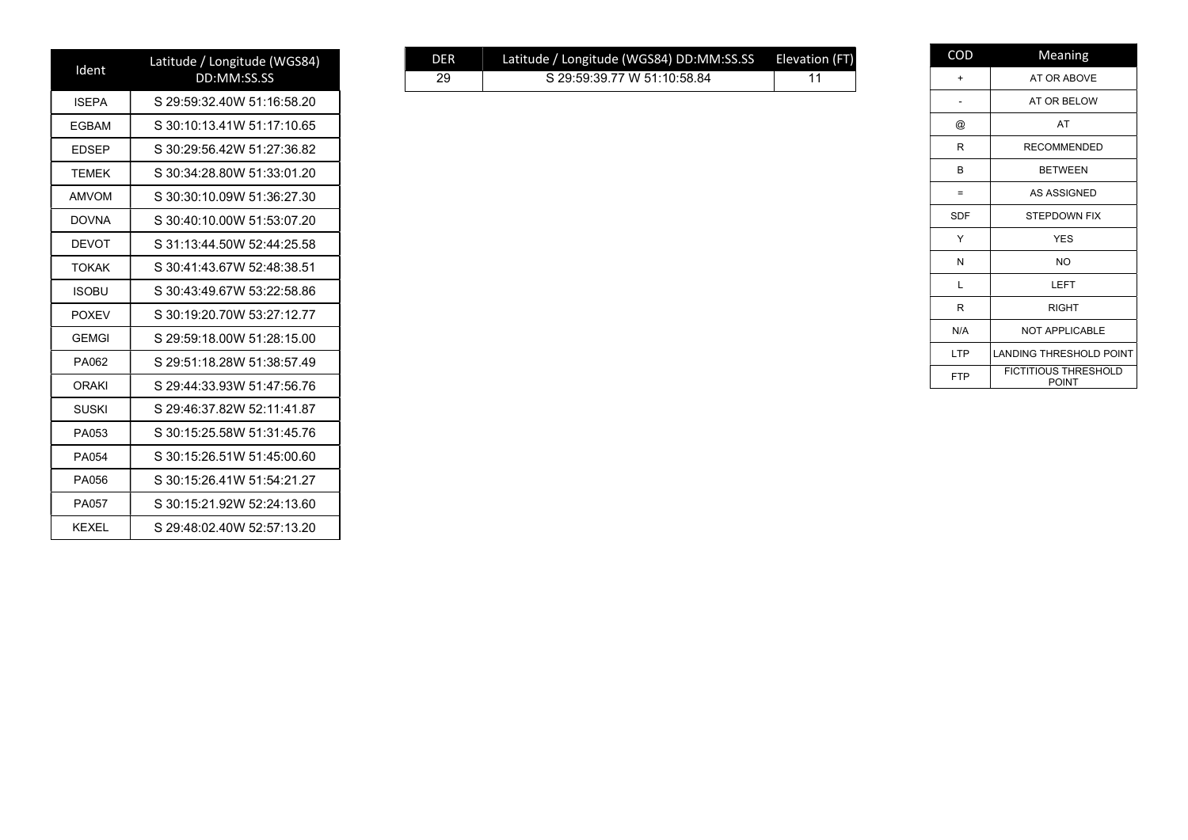| Ident | Latitude / Longitude (WGS84) DD:MM:SS.SS |
|---|---|
| ISEPA | S 29:59:32.40W 51:16:58.20 |
| EGBAM | S 30:10:13.41W 51:17:10.65 |
| EDSEP | S 30:29:56.42W 51:27:36.82 |
| TEMEK | S 30:34:28.80W 51:33:01.20 |
| AMVOM | S 30:30:10.09W 51:36:27.30 |
| DOVNA | S 30:40:10.00W 51:53:07.20 |
| DEVOT | S 31:13:44.50W 52:44:25.58 |
| TOKAK | S 30:41:43.67W 52:48:38.51 |
| ISOBU | S 30:43:49.67W 53:22:58.86 |
| POXEV | S 30:19:20.70W 53:27:12.77 |
| GEMGI | S 29:59:18.00W 51:28:15.00 |
| PA062 | S 29:51:18.28W 51:38:57.49 |
| ORAKI | S 29:44:33.93W 51:47:56.76 |
| SUSKI | S 29:46:37.82W 52:11:41.87 |
| PA053 | S 30:15:25.58W 51:31:45.76 |
| PA054 | S 30:15:26.51W 51:45:00.60 |
| PA056 | S 30:15:26.41W 51:54:21.27 |
| PA057 | S 30:15:21.92W 52:24:13.60 |
| KEXEL | S 29:48:02.40W 52:57:13.20 |

| DER | Latitude / Longitude (WGS84) DD:MM:SS.SS | Elevation (FT) |
|---|---|---|
| 29 | S 29:59:39.77 W 51:10:58.84 | 11 |

| COD | Meaning |
|---|---|
| + | AT OR ABOVE |
| - | AT OR BELOW |
| @ | AT |
| R | RECOMMENDED |
| B | BETWEEN |
| = | AS ASSIGNED |
| SDF | STEPDOWN FIX |
| Y | YES |
| N | NO |
| L | LEFT |
| R | RIGHT |
| N/A | NOT APPLICABLE |
| LTP | LANDING THRESHOLD POINT |
| FTP | FICTITIOUS THRESHOLD POINT |